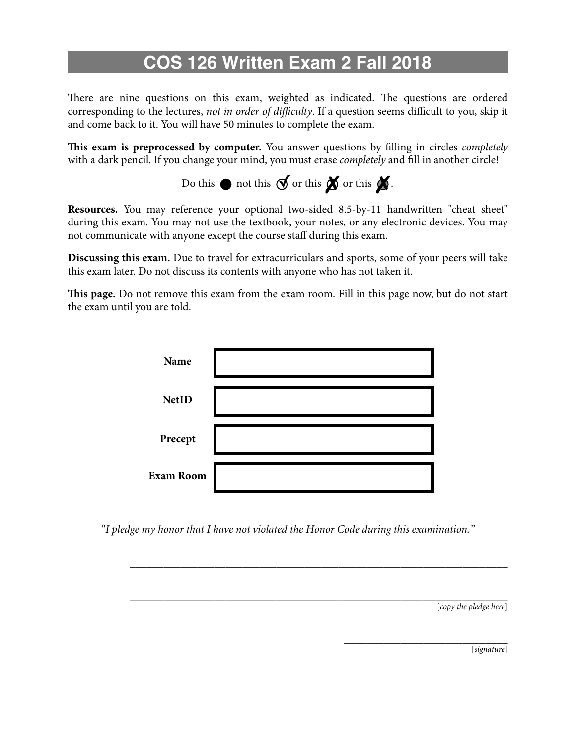# COS 126 Written Exam 2 Fall 2018

There are nine questions on this exam, weighted as indicated. The questions are ordered corresponding to the lectures, *not in order of difficulty*. If a question seems difficult to you, skip it and come back to it. You will have 50 minutes to complete the exam.

**This exam is preprocessed by computer.** You answer questions by filling in circles *completely* with a dark pencil. If you change your mind, you must erase *completely* and fill in another circle!

Do this ● not this ✓ or this ✗ or this ✗.

**Resources.** You may reference your optional two-sided 8.5-by-11 handwritten "cheat sheet" during this exam. You may not use the textbook, your notes, or any electronic devices. You may not communicate with anyone except the course staff during this exam.

**Discussing this exam.** Due to travel for extracurriculars and sports, some of your peers will take this exam later. Do not discuss its contents with anyone who has not taken it.

**This page.** Do not remove this exam from the exam room. Fill in this page now, but do not start the exam until you are told.

| | |
|---|---|
| **Name** | |
| **NetID** | |
| **Precept** | |
| **Exam Room** | |

*"I pledge my honor that I have not violated the Honor Code during this examination."*

\_\_\_\_\_\_\_\_\_\_\_\_\_\_\_\_\_\_\_\_\_\_\_\_\_\_\_\_\_\_\_\_\_\_\_\_\_\_\_\_\_\_\_\_\_\_\_\_\_\_\_\_\_\_\_\_

\_\_\_\_\_\_\_\_\_\_\_\_\_\_\_\_\_\_\_\_\_\_\_\_\_\_\_\_\_\_\_\_\_\_\_\_\_\_\_\_\_\_\_\_\_\_\_\_\_\_\_\_\_\_\_\_

[*copy the pledge here*]

\_\_\_\_\_\_\_\_\_\_\_\_\_\_\_\_\_\_\_\_\_\_\_\_\_\_\_

[*signature*]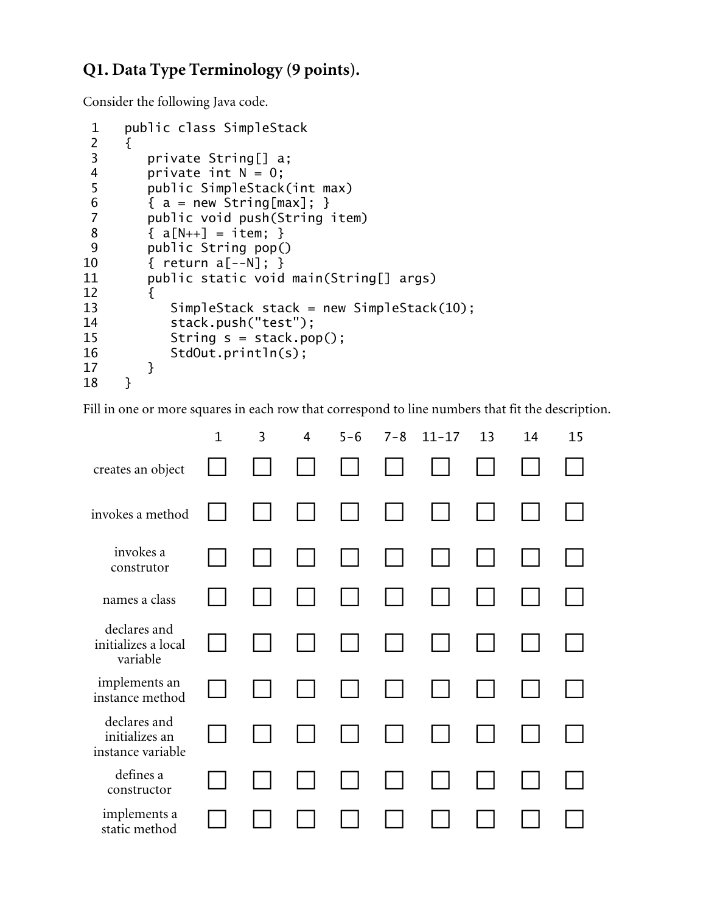# Q1. Data Type Terminology (9 points).

Consider the following Java code.

```
 1    public class SimpleStack
 2    {
 3       private String[] a;
 4       private int N = 0;
 5       public SimpleStack(int max)
 6       { a = new String[max]; }
 7       public void push(String item)
 8       { a[N++] = item; }
 9       public String pop()
10       { return a[--N]; }
11       public static void main(String[] args)
12       {
13          SimpleStack stack = new SimpleStack(10);
14          stack.push("test");
15          String s = stack.pop();
16          StdOut.println(s);
17       }
18    }
```

Fill in one or more squares in each row that correspond to line numbers that fit the description.

| | 1 | 3 | 4 | 5-6 | 7-8 | 11-17 | 13 | 14 | 15 |
|---|---|---|---|---|---|---|---|---|---|
| creates an object | ☐ | ☐ | ☐ | ☐ | ☐ | ☐ | ☐ | ☐ | ☐ |
| invokes a method | ☐ | ☐ | ☐ | ☐ | ☐ | ☐ | ☐ | ☐ | ☐ |
| invokes a construtor | ☐ | ☐ | ☐ | ☐ | ☐ | ☐ | ☐ | ☐ | ☐ |
| names a class | ☐ | ☐ | ☐ | ☐ | ☐ | ☐ | ☐ | ☐ | ☐ |
| declares and initializes a local variable | ☐ | ☐ | ☐ | ☐ | ☐ | ☐ | ☐ | ☐ | ☐ |
| implements an instance method | ☐ | ☐ | ☐ | ☐ | ☐ | ☐ | ☐ | ☐ | ☐ |
| declares and initializes an instance variable | ☐ | ☐ | ☐ | ☐ | ☐ | ☐ | ☐ | ☐ | ☐ |
| defines a constructor | ☐ | ☐ | ☐ | ☐ | ☐ | ☐ | ☐ | ☐ | ☐ |
| implements a static method | ☐ | ☐ | ☐ | ☐ | ☐ | ☐ | ☐ | ☐ | ☐ |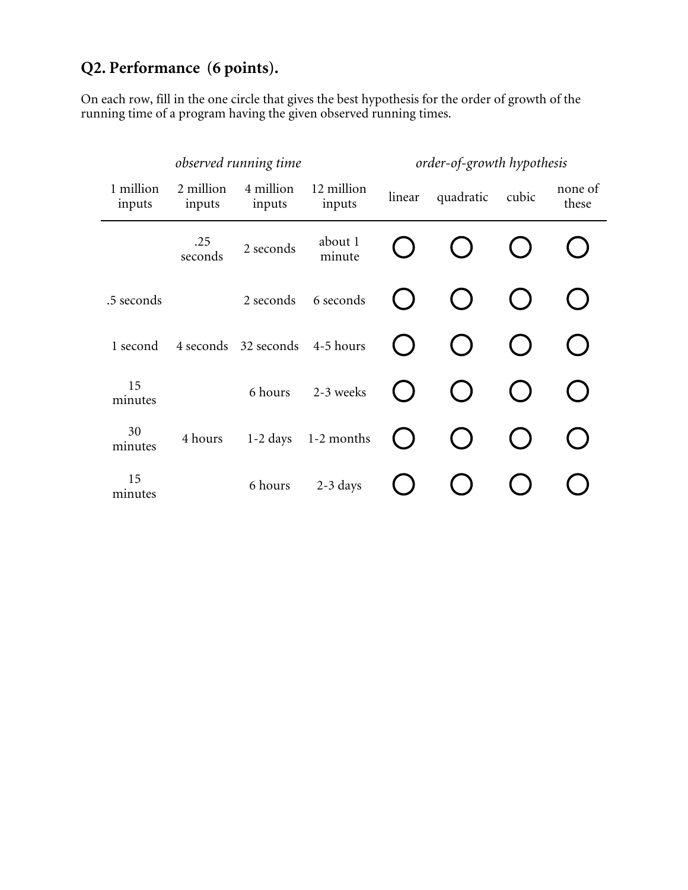## Q2. Performance (6 points).

On each row, fill in the one circle that gives the best hypothesis for the order of growth of the running time of a program having the given observed running times.

| *observed running time* | | | | *order-of-growth hypothesis* | | | |
|---|---|---|---|---|---|---|---|
| 1 million inputs | 2 million inputs | 4 million inputs | 12 million inputs | linear | quadratic | cubic | none of these |
| | .25 seconds | 2 seconds | about 1 minute | ◯ | ◯ | ◯ | ◯ |
| .5 seconds | | 2 seconds | 6 seconds | ◯ | ◯ | ◯ | ◯ |
| 1 second | 4 seconds | 32 seconds | 4-5 hours | ◯ | ◯ | ◯ | ◯ |
| 15 minutes | | 6 hours | 2-3 weeks | ◯ | ◯ | ◯ | ◯ |
| 30 minutes | 4 hours | 1-2 days | 1-2 months | ◯ | ◯ | ◯ | ◯ |
| 15 minutes | | 6 hours | 2-3 days | ◯ | ◯ | ◯ | ◯ |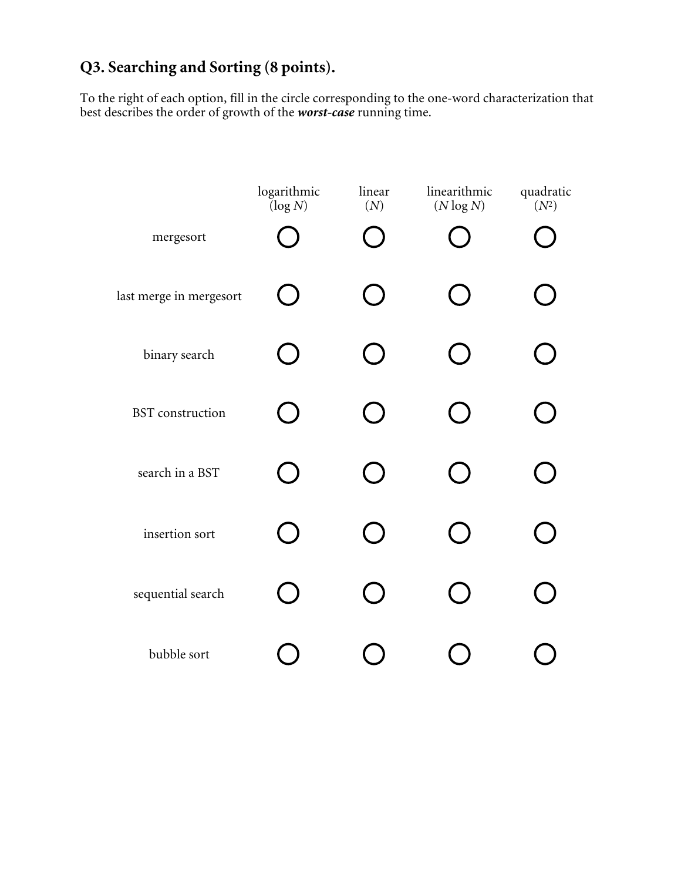## Q3. Searching and Sorting (8 points).

To the right of each option, fill in the circle corresponding to the one-word characterization that best describes the order of growth of the ***worst-case*** running time.

| | logarithmic ($\log N$) | linear ($N$) | linearithmic ($N \log N$) | quadratic ($N^2$) |
|---|---|---|---|---|
| mergesort | ○ | ○ | ○ | ○ |
| last merge in mergesort | ○ | ○ | ○ | ○ |
| binary search | ○ | ○ | ○ | ○ |
| BST construction | ○ | ○ | ○ | ○ |
| search in a BST | ○ | ○ | ○ | ○ |
| insertion sort | ○ | ○ | ○ | ○ |
| sequential search | ○ | ○ | ○ | ○ |
| bubble sort | ○ | ○ | ○ | ○ |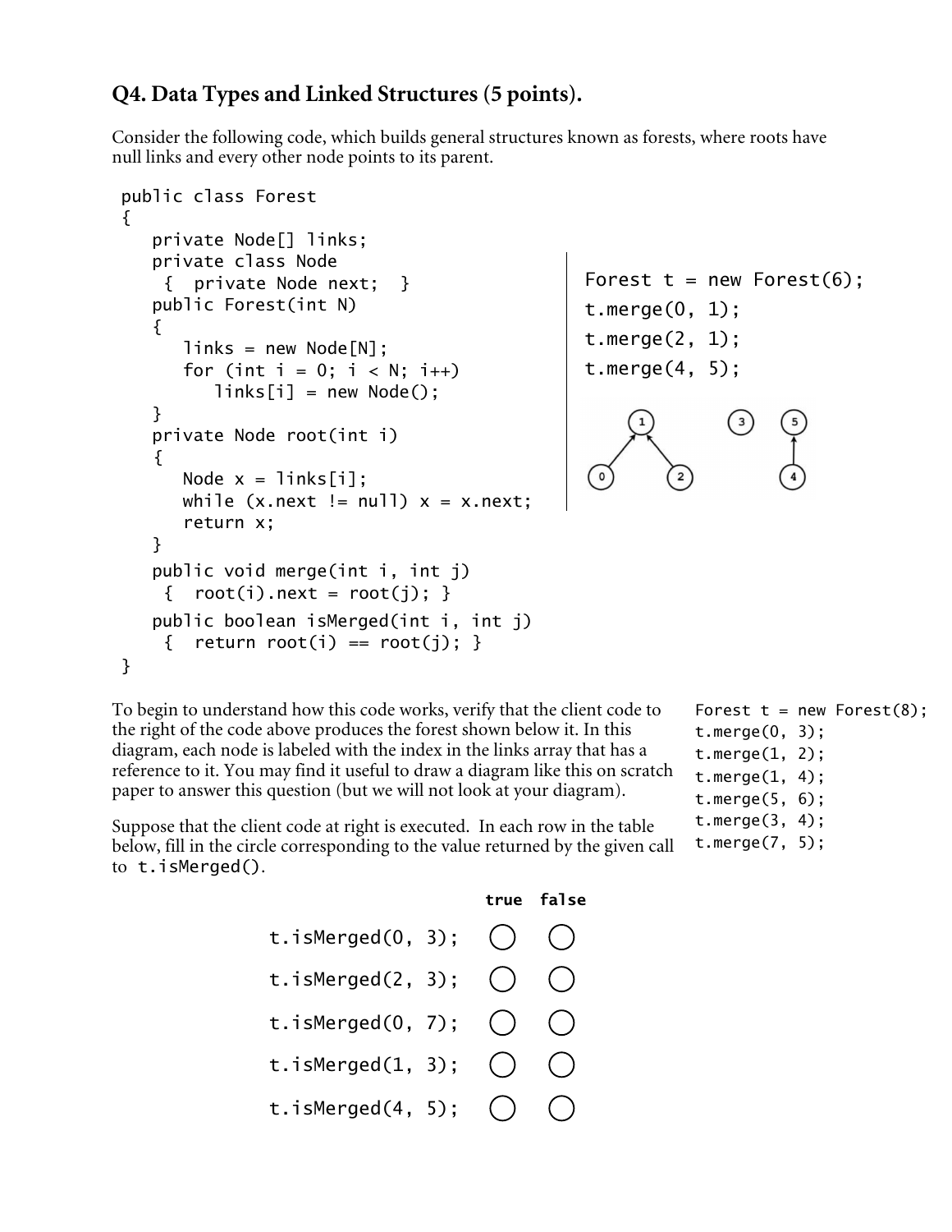# Q4. Data Types and Linked Structures (5 points).

Consider the following code, which builds general structures known as forests, where roots have null links and every other node points to its parent.

```
public class Forest
{
   private Node[] links;
   private class Node
    {  private Node next;  }
   public Forest(int N)
   {
      links = new Node[N];
      for (int i = 0; i < N; i++)
         links[i] = new Node();
   }
   private Node root(int i)
   {
      Node x = links[i];
      while (x.next != null) x = x.next;
      return x;
   }
   public void merge(int i, int j)
    {  root(i).next = root(j); }
   public boolean isMerged(int i, int j)
    {  return root(i) == root(j); }
}
```

```
Forest t = new Forest(6);
t.merge(0, 1);
t.merge(2, 1);
t.merge(4, 5);
```

To begin to understand how this code works, verify that the client code to the right of the code above produces the forest shown below it. In this diagram, each node is labeled with the index in the links array that has a reference to it. You may find it useful to draw a diagram like this on scratch paper to answer this question (but we will not look at your diagram).

Suppose that the client code at right is executed. In each row in the table below, fill in the circle corresponding to the value returned by the given call to `t.isMerged()`.

```
Forest t = new Forest(8);
t.merge(0, 3);
t.merge(1, 2);
t.merge(1, 4);
t.merge(5, 6);
t.merge(3, 4);
t.merge(7, 5);
```

| | true | false |
|---|---|---|
| `t.isMerged(0, 3);` | ◯ | ◯ |
| `t.isMerged(2, 3);` | ◯ | ◯ |
| `t.isMerged(0, 7);` | ◯ | ◯ |
| `t.isMerged(1, 3);` | ◯ | ◯ |
| `t.isMerged(4, 5);` | ◯ | ◯ |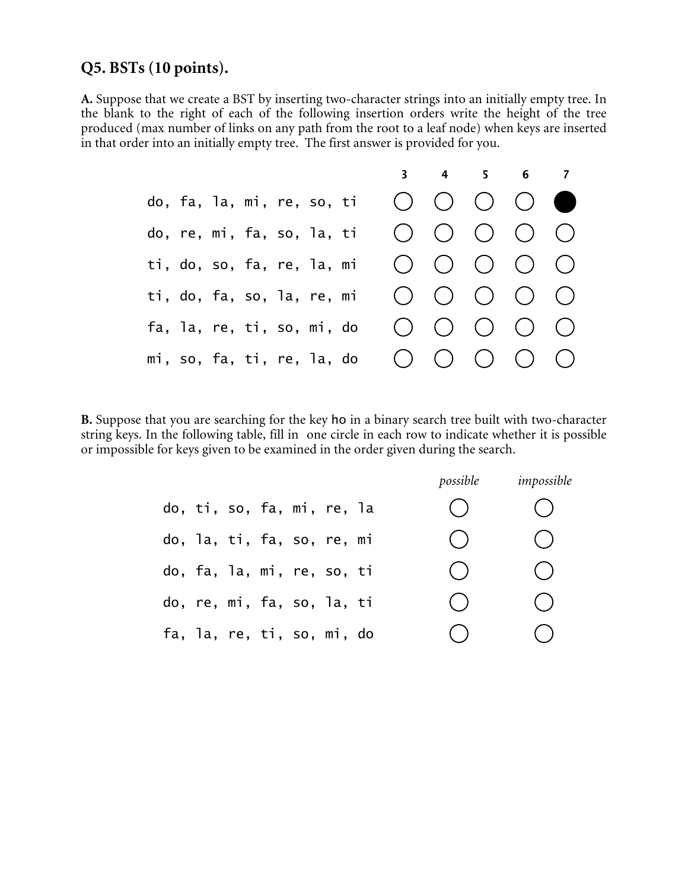## Q5. BSTs (10 points).

**A.** Suppose that we create a BST by inserting two-character strings into an initially empty tree. In the blank to the right of each of the following insertion orders write the height of the tree produced (max number of links on any path from the root to a leaf node) when keys are inserted in that order into an initially empty tree. The first answer is provided for you.

| | 3 | 4 | 5 | 6 | 7 |
|---|---|---|---|---|---|
| `do, fa, la, mi, re, so, ti` | ○ | ○ | ○ | ○ | ● |
| `do, re, mi, fa, so, la, ti` | ○ | ○ | ○ | ○ | ○ |
| `ti, do, so, fa, re, la, mi` | ○ | ○ | ○ | ○ | ○ |
| `ti, do, fa, so, la, re, mi` | ○ | ○ | ○ | ○ | ○ |
| `fa, la, re, ti, so, mi, do` | ○ | ○ | ○ | ○ | ○ |
| `mi, so, fa, ti, re, la, do` | ○ | ○ | ○ | ○ | ○ |

**B.** Suppose that you are searching for the key `ho` in a binary search tree built with two-character string keys. In the following table, fill in one circle in each row to indicate whether it is possible or impossible for keys given to be examined in the order given during the search.

| | *possible* | *impossible* |
|---|---|---|
| `do, ti, so, fa, mi, re, la` | ○ | ○ |
| `do, la, ti, fa, so, re, mi` | ○ | ○ |
| `do, fa, la, mi, re, so, ti` | ○ | ○ |
| `do, re, mi, fa, so, la, ti` | ○ | ○ |
| `fa, la, re, ti, so, mi, do` | ○ | ○ |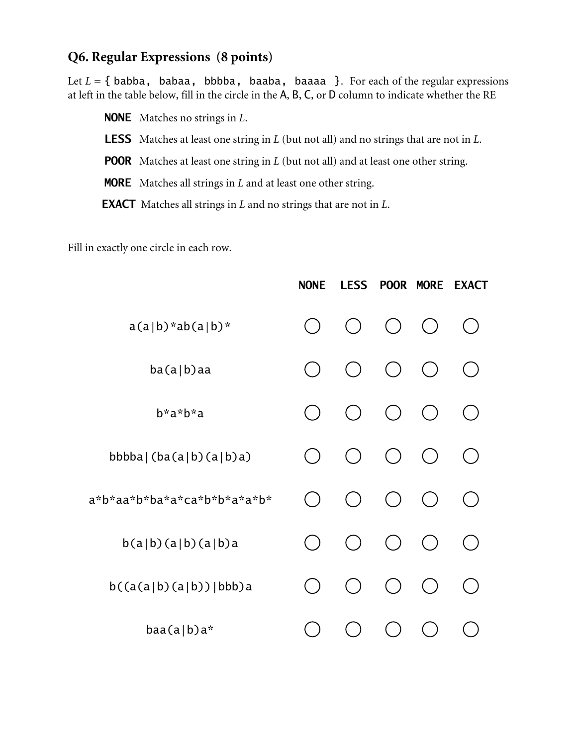### Q6. Regular Expressions (8 points)

Let $L$ = { `babba, babaa, bbbba, baaba, baaaa` }. For each of the regular expressions at left in the table below, fill in the circle in the A, B, C, or D column to indicate whether the RE

- **NONE** Matches no strings in $L$.
- **LESS** Matches at least one string in $L$ (but not all) and no strings that are not in $L$.
- **POOR** Matches at least one string in $L$ (but not all) and at least one other string.
- **MORE** Matches all strings in $L$ and at least one other string.
- **EXACT** Matches all strings in $L$ and no strings that are not in $L$.

Fill in exactly one circle in each row.

| | NONE | LESS | POOR | MORE | EXACT |
|---|---|---|---|---|---|
| `a(a|b)*ab(a|b)*` | ○ | ○ | ○ | ○ | ○ |
| `ba(a|b)aa` | ○ | ○ | ○ | ○ | ○ |
| `b*a*b*a` | ○ | ○ | ○ | ○ | ○ |
| `bbbba|(ba(a|b)(a|b)a)` | ○ | ○ | ○ | ○ | ○ |
| `a*b*aa*b*ba*a*ca*b*b*a*a*b*` | ○ | ○ | ○ | ○ | ○ |
| `b(a|b)(a|b)(a|b)a` | ○ | ○ | ○ | ○ | ○ |
| `b((a(a|b)(a|b))|bbb)a` | ○ | ○ | ○ | ○ | ○ |
| `baa(a|b)a*` | ○ | ○ | ○ | ○ | ○ |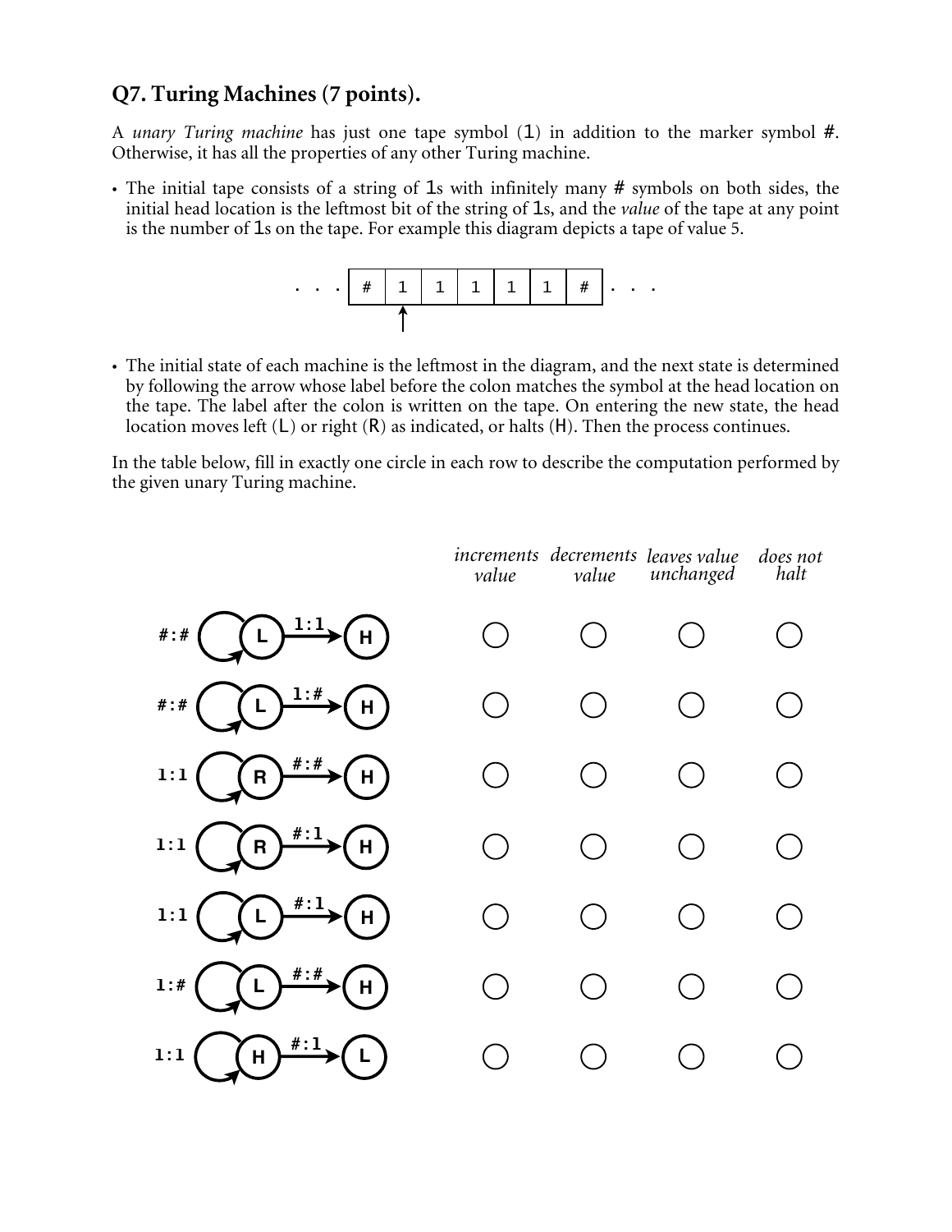## Q7. Turing Machines (7 points).

A *unary Turing machine* has just one tape symbol (1) in addition to the marker symbol #. Otherwise, it has all the properties of any other Turing machine.

- The initial tape consists of a string of 1s with infinitely many # symbols on both sides, the initial head location is the leftmost bit of the string of 1s, and the *value* of the tape at any point is the number of 1s on the tape. For example this diagram depicts a tape of value 5.

```
. . . | # | 1 | 1 | 1 | 1 | 1 | # | . . .
            ↑
```

- The initial state of each machine is the leftmost in the diagram, and the next state is determined by following the arrow whose label before the colon matches the symbol at the head location on the tape. The label after the colon is written on the tape. On entering the new state, the head location moves left (L) or right (R) as indicated, or halts (H). Then the process continues.

In the table below, fill in exactly one circle in each row to describe the computation performed by the given unary Turing machine.

| Machine | *increments value* | *decrements value* | *leaves value unchanged* | *does not halt* |
|---|---|---|---|---|
| #:# (loop on L), L —1:1→ H | ○ | ○ | ○ | ○ |
| #:# (loop on L), L —1:#→ H | ○ | ○ | ○ | ○ |
| 1:1 (loop on R), R —#:#→ H | ○ | ○ | ○ | ○ |
| 1:1 (loop on R), R —#:1→ H | ○ | ○ | ○ | ○ |
| 1:1 (loop on L), L —#:1→ H | ○ | ○ | ○ | ○ |
| 1:# (loop on L), L —#:#→ H | ○ | ○ | ○ | ○ |
| 1:1 (loop on H), H —#:1→ L | ○ | ○ | ○ | ○ |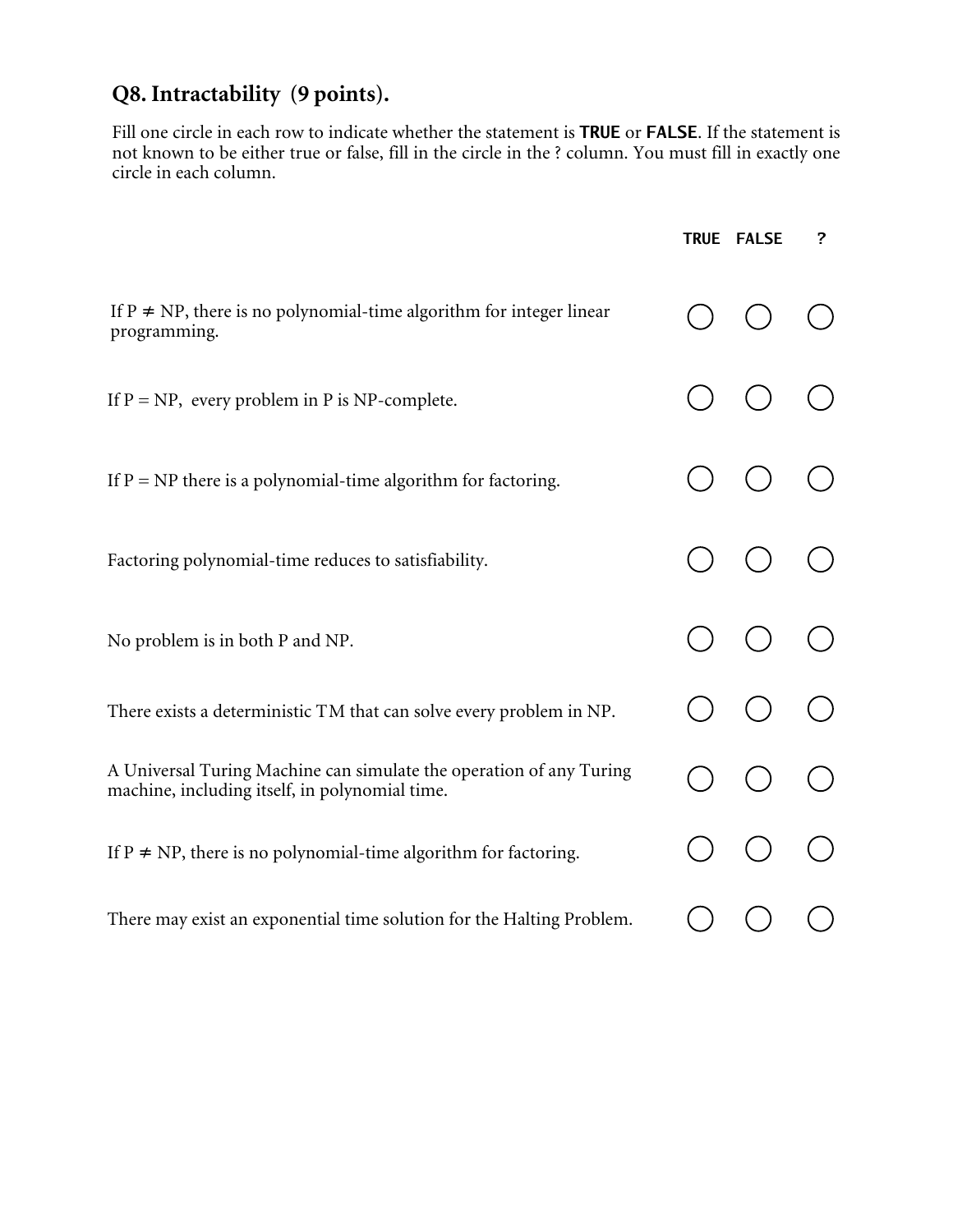## Q8. Intractability (9 points).

Fill one circle in each row to indicate whether the statement is **TRUE** or **FALSE**. If the statement is not known to be either true or false, fill in the circle in the ? column. You must fill in exactly one circle in each column.

| | TRUE | FALSE | ? |
|---|---|---|---|
| If P ≠ NP, there is no polynomial-time algorithm for integer linear programming. | ○ | ○ | ○ |
| If P = NP, every problem in P is NP-complete. | ○ | ○ | ○ |
| If P = NP there is a polynomial-time algorithm for factoring. | ○ | ○ | ○ |
| Factoring polynomial-time reduces to satisfiability. | ○ | ○ | ○ |
| No problem is in both P and NP. | ○ | ○ | ○ |
| There exists a deterministic TM that can solve every problem in NP. | ○ | ○ | ○ |
| A Universal Turing Machine can simulate the operation of any Turing machine, including itself, in polynomial time. | ○ | ○ | ○ |
| If P ≠ NP, there is no polynomial-time algorithm for factoring. | ○ | ○ | ○ |
| There may exist an exponential time solution for the Halting Problem. | ○ | ○ | ○ |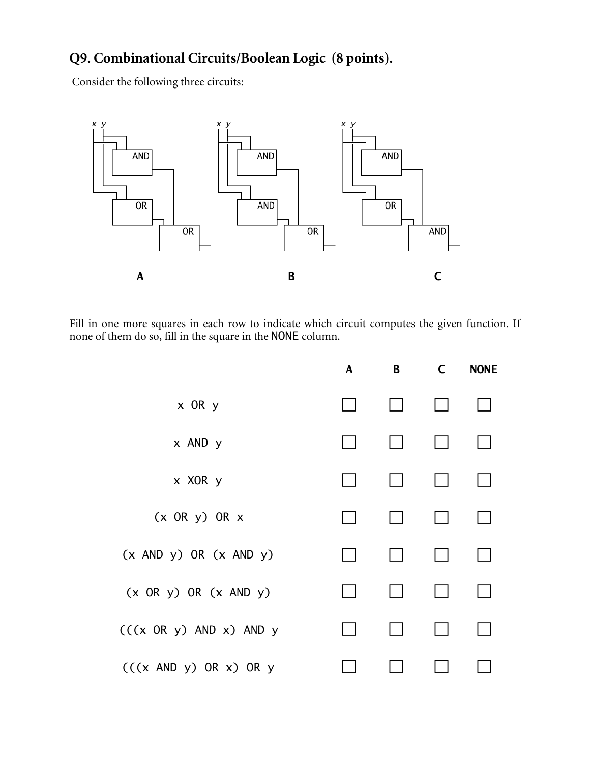# Q9. Combinational Circuits/Boolean Logic (8 points).

Consider the following three circuits:

x y

AND

OR

OR

**A**

x y

AND

AND

OR

**B**

x y

AND

OR

AND

**C**

Fill in one more squares in each row to indicate which circuit computes the given function. If none of them do so, fill in the square in the `NONE` column.

| | A | B | C | NONE |
|---|---|---|---|---|
| `x OR y` | ☐ | ☐ | ☐ | ☐ |
| `x AND y` | ☐ | ☐ | ☐ | ☐ |
| `x XOR y` | ☐ | ☐ | ☐ | ☐ |
| `(x OR y) OR x` | ☐ | ☐ | ☐ | ☐ |
| `(x AND y) OR (x AND y)` | ☐ | ☐ | ☐ | ☐ |
| `(x OR y) OR (x AND y)` | ☐ | ☐ | ☐ | ☐ |
| `(((x OR y) AND x) AND y` | ☐ | ☐ | ☐ | ☐ |
| `(((x AND y) OR x) OR y` | ☐ | ☐ | ☐ | ☐ |